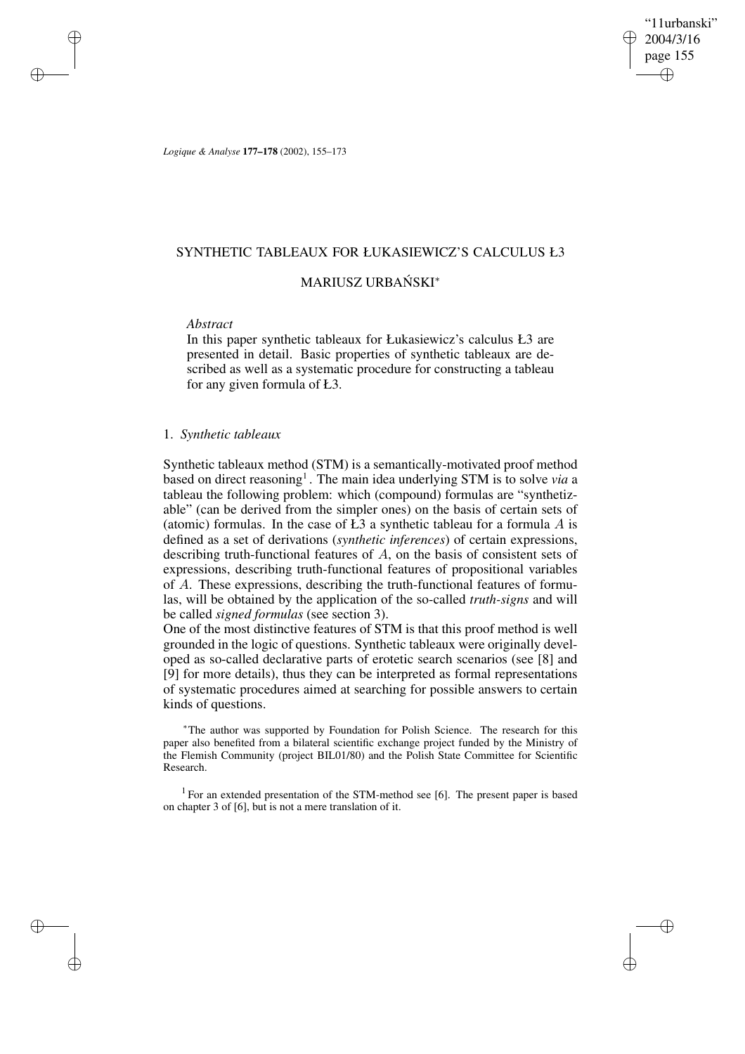# SYNTHETIC TABLEAUX FOR ŁUKASIEWICZ'S CALCULUS Ł3

## MARIUSZ URBAŃSKI*

*Abstract*

In this paper synthetic tableaux for Łukasiewicz's calculus Ł3 are presented in detail. Basic properties of synthetic tableaux are described as well as a systematic procedure for constructing a tableau for any given formula of Ł3.

## 1. *Synthetic tableaux*

Synthetic tableaux method (STM) is a semantically-motivated proof method based on direct reasoning[1]. The main idea underlying STM is to solve *via* a tableau the following problem: which (compound) formulas are "synthetizable" (can be derived from the simpler ones) on the basis of certain sets of (atomic) formulas. In the case of Ł3 a synthetic tableau for a formula $A$ is defined as a set of derivations (*synthetic inferences*) of certain expressions, describing truth-functional features of $A$, on the basis of consistent sets of expressions, describing truth-functional features of propositional variables of $A$. These expressions, describing the truth-functional features of formulas, will be obtained by the application of the so-called *truth-signs* and will be called *signed formulas* (see section 3).

One of the most distinctive features of STM is that this proof method is well grounded in the logic of questions. Synthetic tableaux were originally developed as so-called declarative parts of erotetic search scenarios (see [8] and [9] for more details), thus they can be interpreted as formal representations of systematic procedures aimed at searching for possible answers to certain kinds of questions.

*The author was supported by Foundation for Polish Science. The research for this paper also benefited from a bilateral scientific exchange project funded by the Ministry of the Flemish Community (project BIL01/80) and the Polish State Committee for Scientific Research.

[1] For an extended presentation of the STM-method see [6]. The present paper is based on chapter 3 of [6], but is not a mere translation of it.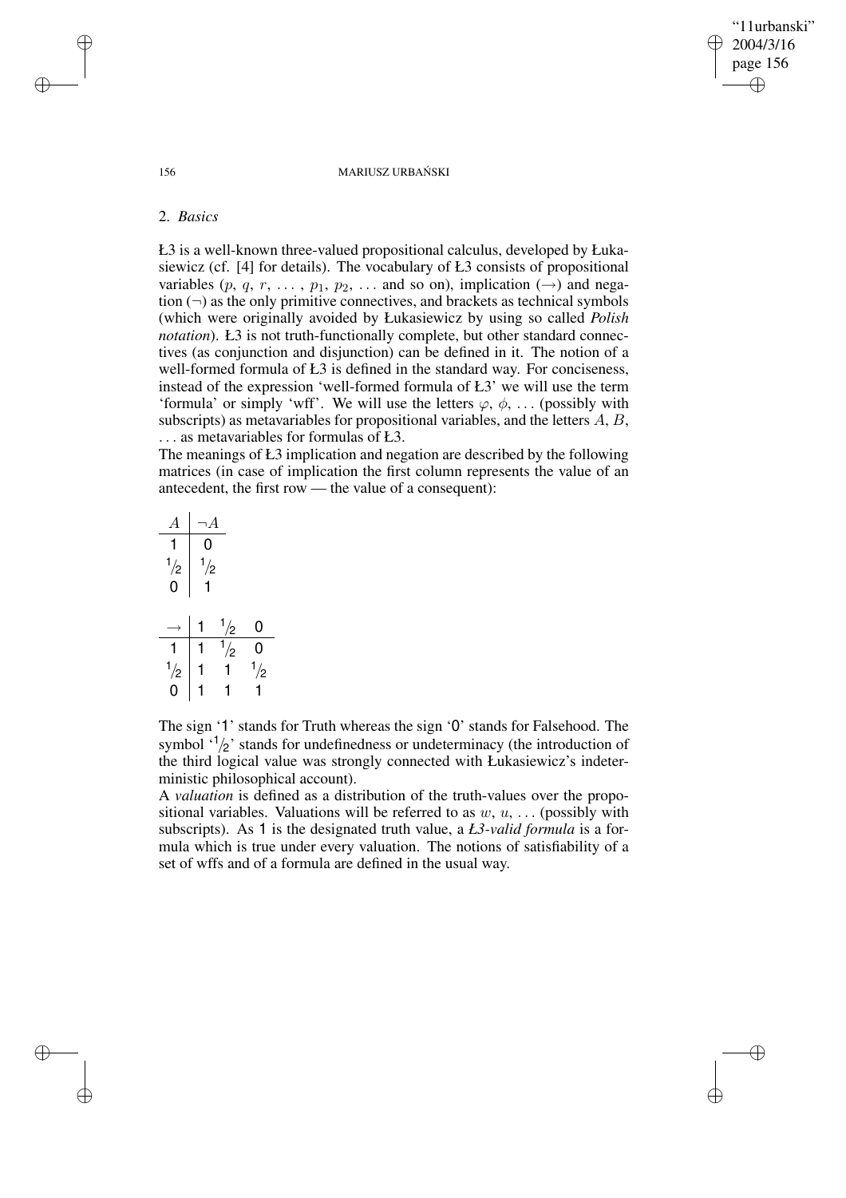## 2. *Basics*

Ł3 is a well-known three-valued propositional calculus, developed by Łukasiewicz (cf. [4] for details). The vocabulary of Ł3 consists of propositional variables ($p$, $q$, $r$, ..., $p_1$, $p_2$, ... and so on), implication ($\rightarrow$) and negation ($\neg$) as the only primitive connectives, and brackets as technical symbols (which were originally avoided by Łukasiewicz by using so called *Polish notation*). Ł3 is not truth-functionally complete, but other standard connectives (as conjunction and disjunction) can be defined in it. The notion of a well-formed formula of Ł3 is defined in the standard way. For conciseness, instead of the expression 'well-formed formula of Ł3' we will use the term 'formula' or simply 'wff'. We will use the letters $\varphi$, $\phi$, ... (possibly with subscripts) as metavariables for propositional variables, and the letters $A$, $B$, ... as metavariables for formulas of Ł3.

The meanings of Ł3 implication and negation are described by the following matrices (in case of implication the first column represents the value of an antecedent, the first row — the value of a consequent):

| $A$ | $\neg A$ |
|---|---|
| 1 | 0 |
| $1/2$ | $1/2$ |
| 0 | 1 |

| $\rightarrow$ | 1 | $1/2$ | 0 |
|---|---|---|---|
| 1 | 1 | $1/2$ | 0 |
| $1/2$ | 1 | 1 | $1/2$ |
| 0 | 1 | 1 | 1 |

The sign '1' stands for Truth whereas the sign '0' stands for Falsehood. The symbol '$1/2$' stands for undefinedness or undeterminacy (the introduction of the third logical value was strongly connected with Łukasiewicz's indeterministic philosophical account).

A *valuation* is defined as a distribution of the truth-values over the propositional variables. Valuations will be referred to as $w$, $u$, ... (possibly with subscripts). As 1 is the designated truth value, a *Ł3-valid formula* is a formula which is true under every valuation. The notions of satisfiability of a set of wffs and of a formula are defined in the usual way.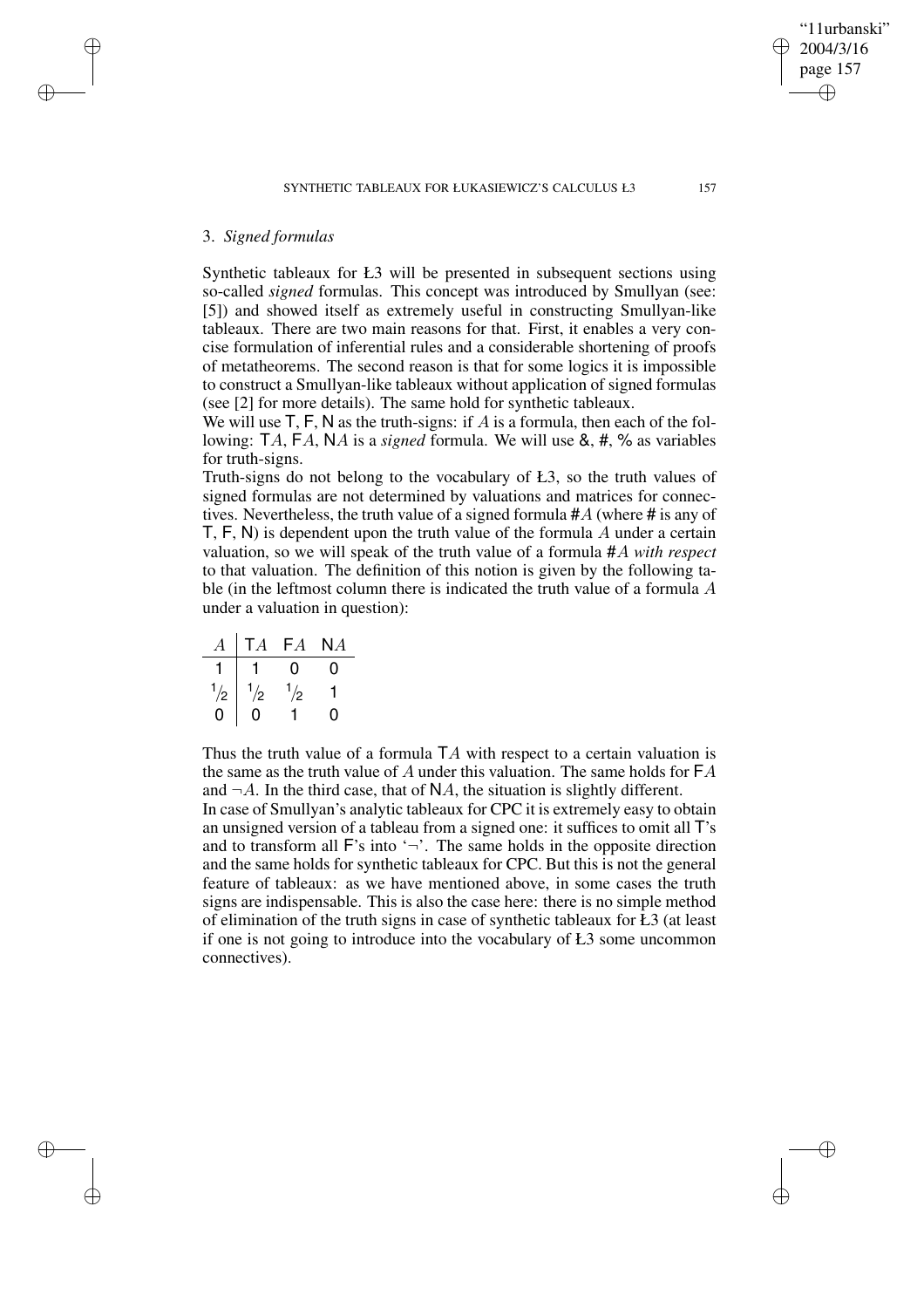## 3. *Signed formulas*

Synthetic tableaux for Ł3 will be presented in subsequent sections using so-called *signed* formulas. This concept was introduced by Smullyan (see: [5]) and showed itself as extremely useful in constructing Smullyan-like tableaux. There are two main reasons for that. First, it enables a very concise formulation of inferential rules and a considerable shortening of proofs of metatheorems. The second reason is that for some logics it is impossible to construct a Smullyan-like tableaux without application of signed formulas (see [2] for more details). The same hold for synthetic tableaux.

We will use T, F, N as the truth-signs: if $A$ is a formula, then each of the following: T$A$, F$A$, N$A$ is a *signed* formula. We will use &, #, % as variables for truth-signs.

Truth-signs do not belong to the vocabulary of Ł3, so the truth values of signed formulas are not determined by valuations and matrices for connectives. Nevertheless, the truth value of a signed formula #$A$ (where # is any of T, F, N) is dependent upon the truth value of the formula $A$ under a certain valuation, so we will speak of the truth value of a formula #$A$ *with respect* to that valuation. The definition of this notion is given by the following table (in the leftmost column there is indicated the truth value of a formula $A$ under a valuation in question):

| $A$ | T$A$ | F$A$ | N$A$ |
|---|---|---|---|
| 1 | 1 | 0 | 0 |
| $1/2$ | $1/2$ | $1/2$ | 1 |
| 0 | 0 | 1 | 0 |

Thus the truth value of a formula T$A$ with respect to a certain valuation is the same as the truth value of $A$ under this valuation. The same holds for F$A$ and $\neg A$. In the third case, that of N$A$, the situation is slightly different.

In case of Smullyan's analytic tableaux for CPC it is extremely easy to obtain an unsigned version of a tableau from a signed one: it suffices to omit all T's and to transform all F's into '$\neg$'. The same holds in the opposite direction and the same holds for synthetic tableaux for CPC. But this is not the general feature of tableaux: as we have mentioned above, in some cases the truth signs are indispensable. This is also the case here: there is no simple method of elimination of the truth signs in case of synthetic tableaux for Ł3 (at least if one is not going to introduce into the vocabulary of Ł3 some uncommon connectives).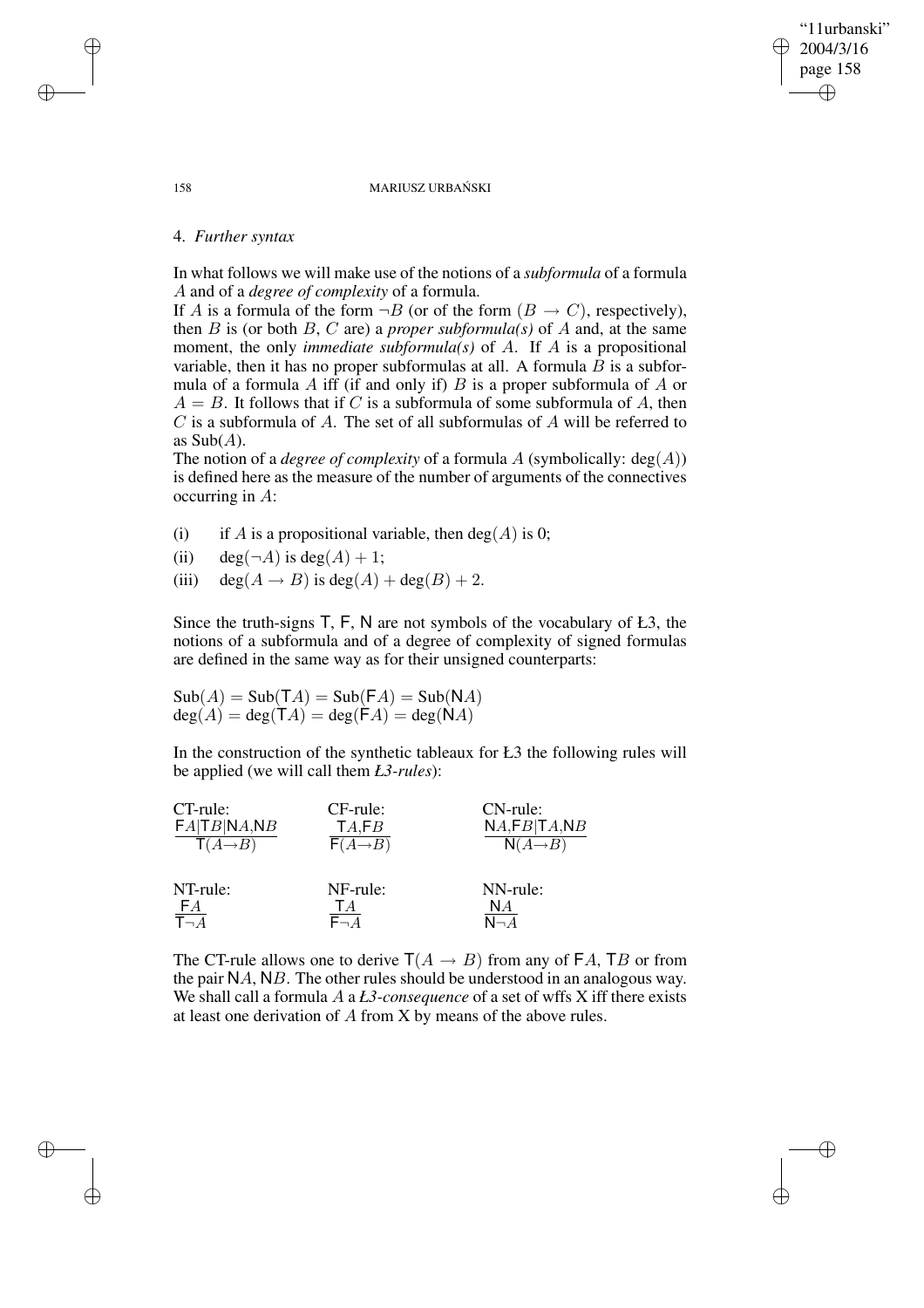## 4. *Further syntax*

In what follows we will make use of the notions of a *subformula* of a formula $A$ and of a *degree of complexity* of a formula.

If $A$ is a formula of the form $\neg B$ (or of the form $(B \rightarrow C)$, respectively), then $B$ is (or both $B$, $C$ are) a *proper subformula(s)* of $A$ and, at the same moment, the only *immediate subformula(s)* of $A$. If $A$ is a propositional variable, then it has no proper subformulas at all. A formula $B$ is a subformula of a formula $A$ iff (if and only if) $B$ is a proper subformula of $A$ or $A = B$. It follows that if $C$ is a subformula of some subformula of $A$, then $C$ is a subformula of $A$. The set of all subformulas of $A$ will be referred to as $\mathrm{Sub}(A)$.

The notion of a *degree of complexity* of a formula $A$ (symbolically: $\deg(A)$) is defined here as the measure of the number of arguments of the connectives occurring in $A$:

(i) if $A$ is a propositional variable, then $\deg(A)$ is 0;

(ii) $\deg(\neg A)$ is $\deg(A) + 1$;

(iii) $\deg(A \rightarrow B)$ is $\deg(A) + \deg(B) + 2$.

Since the truth-signs $\mathsf{T}$, $\mathsf{F}$, $\mathsf{N}$ are not symbols of the vocabulary of Ł3, the notions of a subformula and of a degree of complexity of signed formulas are defined in the same way as for their unsigned counterparts:

$$\mathrm{Sub}(A) = \mathrm{Sub}(\mathsf{T}A) = \mathrm{Sub}(\mathsf{F}A) = \mathrm{Sub}(\mathsf{N}A)$$
$$\deg(A) = \deg(\mathsf{T}A) = \deg(\mathsf{F}A) = \deg(\mathsf{N}A)$$

In the construction of the synthetic tableaux for Ł3 the following rules will be applied (we will call them *Ł3-rules*):

CT-rule: $\dfrac{\mathsf{F}A | \mathsf{T}B | \mathsf{N}A, \mathsf{N}B}{\mathsf{T}(A \rightarrow B)}$ CF-rule: $\dfrac{\mathsf{T}A, \mathsf{F}B}{\mathsf{F}(A \rightarrow B)}$ CN-rule: $\dfrac{\mathsf{N}A, \mathsf{F}B | \mathsf{T}A, \mathsf{N}B}{\mathsf{N}(A \rightarrow B)}$

NT-rule: $\dfrac{\mathsf{F}A}{\mathsf{T}\neg A}$ NF-rule: $\dfrac{\mathsf{T}A}{\mathsf{F}\neg A}$ NN-rule: $\dfrac{\mathsf{N}A}{\mathsf{N}\neg A}$

The CT-rule allows one to derive $\mathsf{T}(A \rightarrow B)$ from any of $\mathsf{F}A$, $\mathsf{T}B$ or from the pair $\mathsf{N}A$, $\mathsf{N}B$. The other rules should be understood in an analogous way. We shall call a formula $A$ a *Ł3-consequence* of a set of wffs X iff there exists at least one derivation of $A$ from X by means of the above rules.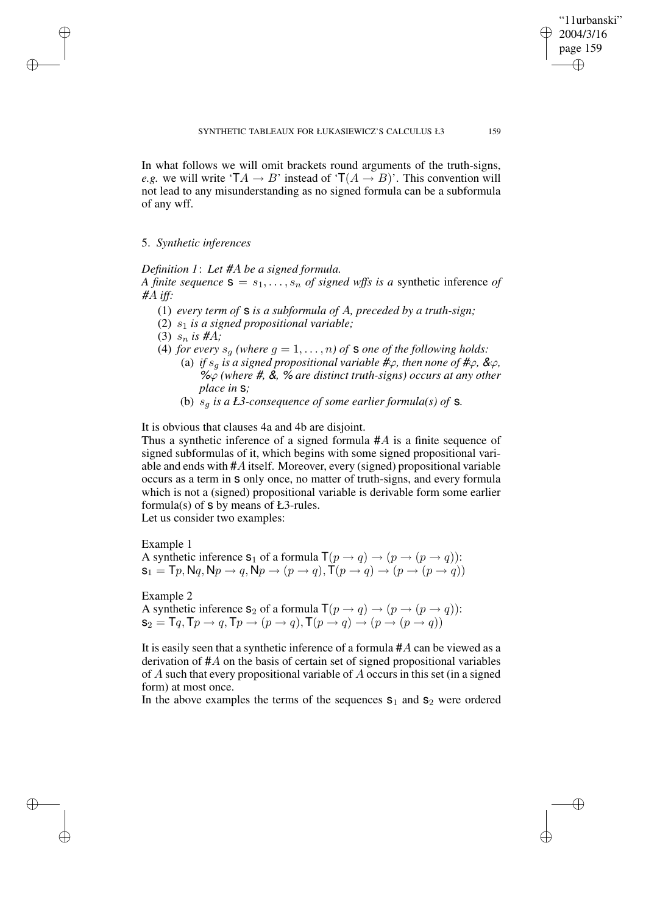In what follows we will omit brackets round arguments of the truth-signs, *e.g.* we will write '$\mathsf{T}A \to B$' instead of '$\mathsf{T}(A \to B)$'. This convention will not lead to any misunderstanding as no signed formula can be a subformula of any wff.

## 5. *Synthetic inferences*

*Definition 1*: *Let #$A$ be a signed formula.*
*A finite sequence* $\mathsf{s} = s_1, \ldots, s_n$ *of signed wffs is a* synthetic inference *of #$A$ iff:*

(1) *every term of* $\mathsf{s}$ *is a subformula of* $A$*, preceded by a truth-sign;*
(2) $s_1$ *is a signed propositional variable;*
(3) $s_n$ *is #$A$;*
(4) *for every* $s_g$ *(where* $g = 1, \ldots, n$*) of* $\mathsf{s}$ *one of the following holds:*
  (a) *if* $s_g$ *is a signed propositional variable #$\varphi$, then none of #$\varphi$, &$\varphi$, %$\varphi$ (where #, &, % are distinct truth-signs) occurs at any other place in* $\mathsf{s}$*;*
  (b) $s_g$ *is a Ł3-consequence of some earlier formula(s) of* $\mathsf{s}$*.*

It is obvious that clauses 4a and 4b are disjoint.
Thus a synthetic inference of a signed formula #$A$ is a finite sequence of signed subformulas of it, which begins with some signed propositional variable and ends with #$A$ itself. Moreover, every (signed) propositional variable occurs as a term in $\mathsf{s}$ only once, no matter of truth-signs, and every formula which is not a (signed) propositional variable is derivable form some earlier formula(s) of $\mathsf{s}$ by means of Ł3-rules.
Let us consider two examples:

Example 1
A synthetic inference $\mathsf{s}_1$ of a formula $\mathsf{T}(p \to q) \to (p \to (p \to q))$:
$\mathsf{s}_1 = \mathsf{T}p, \mathsf{N}q, \mathsf{N}p \to q, \mathsf{N}p \to (p \to q), \mathsf{T}(p \to q) \to (p \to (p \to q))$

Example 2
A synthetic inference $\mathsf{s}_2$ of a formula $\mathsf{T}(p \to q) \to (p \to (p \to q))$:
$\mathsf{s}_2 = \mathsf{T}q, \mathsf{T}p \to q, \mathsf{T}p \to (p \to q), \mathsf{T}(p \to q) \to (p \to (p \to q))$

It is easily seen that a synthetic inference of a formula #$A$ can be viewed as a derivation of #$A$ on the basis of certain set of signed propositional variables of $A$ such that every propositional variable of $A$ occurs in this set (in a signed form) at most once.
In the above examples the terms of the sequences $\mathsf{s}_1$ and $\mathsf{s}_2$ were ordered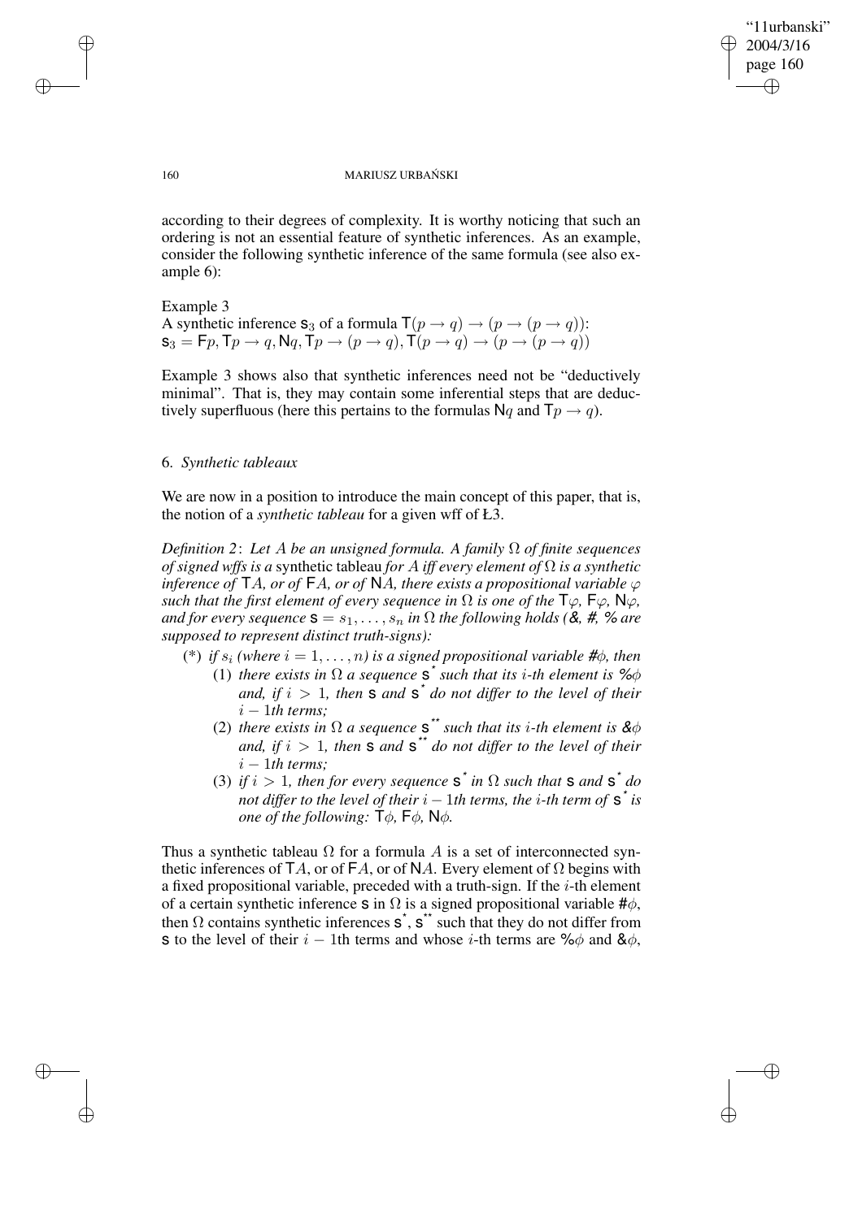according to their degrees of complexity. It is worthy noticing that such an ordering is not an essential feature of synthetic inferences. As an example, consider the following synthetic inference of the same formula (see also example 6):

Example 3
A synthetic inference $\mathsf{s}_3$ of a formula $\mathsf{T}(p \rightarrow q) \rightarrow (p \rightarrow (p \rightarrow q))$:
$\mathsf{s}_3 = \mathsf{F}p, \mathsf{T}p \rightarrow q, \mathsf{N}q, \mathsf{T}p \rightarrow (p \rightarrow q), \mathsf{T}(p \rightarrow q) \rightarrow (p \rightarrow (p \rightarrow q))$

Example 3 shows also that synthetic inferences need not be "deductively minimal". That is, they may contain some inferential steps that are deductively superfluous (here this pertains to the formulas $\mathsf{N}q$ and $\mathsf{T}p \rightarrow q$).

### 6. *Synthetic tableaux*

We are now in a position to introduce the main concept of this paper, that is, the notion of a *synthetic tableau* for a given wff of Ł3.

*Definition 2*: *Let $A$ be an unsigned formula. A family $\Omega$ of finite sequences of signed wffs is a* synthetic tableau *for $A$ iff every element of $\Omega$ is a synthetic inference of $\mathsf{T}A$, or of $\mathsf{F}A$, or of $\mathsf{N}A$, there exists a propositional variable $\varphi$ such that the first element of every sequence in $\Omega$ is one of the $\mathsf{T}\varphi$, $\mathsf{F}\varphi$, $\mathsf{N}\varphi$, and for every sequence $\mathsf{s} = s_1, \ldots, s_n$ in $\Omega$ the following holds (&, #, % are supposed to represent distinct truth-signs):*

- (*) *if $s_i$ (where $i = 1, \ldots, n$) is a signed propositional variable #$\phi$, then*
  - (1) *there exists in $\Omega$ a sequence $\mathsf{s}^{*}$ such that its $i$-th element is %$\phi$ and, if $i > 1$, then $\mathsf{s}$ and $\mathsf{s}^{*}$ do not differ to the level of their $i-1$th terms;*
  - (2) *there exists in $\Omega$ a sequence $\mathsf{s}^{**}$ such that its $i$-th element is &$\phi$ and, if $i > 1$, then $\mathsf{s}$ and $\mathsf{s}^{**}$ do not differ to the level of their $i-1$th terms;*
  - (3) *if $i > 1$, then for every sequence $\mathsf{s}^{*}$ in $\Omega$ such that $\mathsf{s}$ and $\mathsf{s}^{*}$ do not differ to the level of their $i-1$th terms, the $i$-th term of $\mathsf{s}^{*}$ is one of the following: $\mathsf{T}\phi$, $\mathsf{F}\phi$, $\mathsf{N}\phi$.*

Thus a synthetic tableau $\Omega$ for a formula $A$ is a set of interconnected synthetic inferences of $\mathsf{T}A$, or of $\mathsf{F}A$, or of $\mathsf{N}A$. Every element of $\Omega$ begins with a fixed propositional variable, preceded with a truth-sign. If the $i$-th element of a certain synthetic inference $\mathsf{s}$ in $\Omega$ is a signed propositional variable #$\phi$, then $\Omega$ contains synthetic inferences $\mathsf{s}^{*}$, $\mathsf{s}^{**}$ such that they do not differ from $\mathsf{s}$ to the level of their $i-1$th terms and whose $i$-th terms are %$\phi$ and &$\phi$,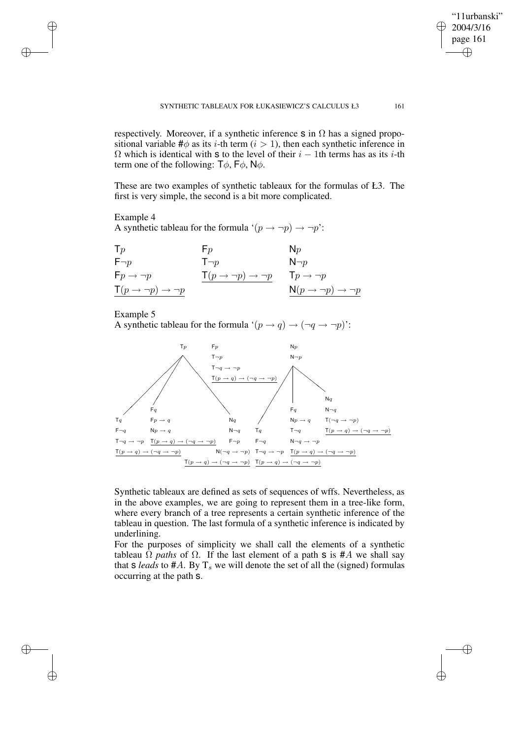respectively. Moreover, if a synthetic inference $\mathsf{s}$ in $\Omega$ has a signed propositional variable $\#\phi$ as its $i$-th term ($i > 1$), then each synthetic inference in $\Omega$ which is identical with $\mathsf{s}$ to the level of their $i-1$th terms has as its $i$-th term one of the following: $\mathsf{T}\phi$, $\mathsf{F}\phi$, $\mathsf{N}\phi$.

These are two examples of synthetic tableaux for the formulas of Ł3. The first is very simple, the second is a bit more complicated.

Example 4
A synthetic tableau for the formula '$(p \to \neg p) \to \neg p$':

| | | |
|---|---|---|
| $\mathsf{T}p$ | $\mathsf{F}p$ | $\mathsf{N}p$ |
| $\mathsf{F}\neg p$ | $\mathsf{T}\neg p$ | $\mathsf{N}\neg p$ |
| $\mathsf{F}p \to \neg p$ | $\underline{\mathsf{T}(p \to \neg p) \to \neg p}$ | $\mathsf{T}p \to \neg p$ |
| $\underline{\mathsf{T}(p \to \neg p) \to \neg p}$ | | $\underline{\mathsf{N}(p \to \neg p) \to \neg p}$ |

Example 5
A synthetic tableau for the formula '$(p \to q) \to (\neg q \to \neg p)$':

Branches (each line is one path):

1. $\mathsf{T}p$, $\mathsf{T}q$, $\mathsf{F}\neg q$, $\mathsf{T}\neg q \to \neg p$, $\underline{\mathsf{T}(p \to q) \to (\neg q \to \neg p)}$
2. $\mathsf{T}p$, $\mathsf{F}q$, $\mathsf{F}p \to q$, $\mathsf{N}p \to q$, $\underline{\mathsf{T}(p \to q) \to (\neg q \to \neg p)}$
3. $\mathsf{T}p$, $\mathsf{N}q$, $\mathsf{N}\neg q$, $\mathsf{F}\neg p$, $\mathsf{N}(\neg q \to \neg p)$, $\underline{\mathsf{T}(p \to q) \to (\neg q \to \neg p)}$
4. $\mathsf{F}p$, $\mathsf{T}\neg p$, $\mathsf{T}\neg q \to \neg p$, $\underline{\mathsf{T}(p \to q) \to (\neg q \to \neg p)}$
5. $\mathsf{N}p$, $\mathsf{N}\neg p$, $\mathsf{T}q$, $\mathsf{F}\neg q$, $\mathsf{T}\neg q \to \neg p$, $\underline{\mathsf{T}(p \to q) \to (\neg q \to \neg p)}$
6. $\mathsf{N}p$, $\mathsf{N}\neg p$, $\mathsf{F}q$, $\mathsf{N}p \to q$, $\mathsf{T}\neg q$, $\mathsf{N}\neg q \to \neg p$, $\underline{\mathsf{T}(p \to q) \to (\neg q \to \neg p)}$
7. $\mathsf{N}p$, $\mathsf{N}\neg p$, $\mathsf{N}q$, $\mathsf{N}\neg q$, $\mathsf{T}(\neg q \to \neg p)$, $\underline{\mathsf{T}(p \to q) \to (\neg q \to \neg p)}$

Synthetic tableaux are defined as sets of sequences of wffs. Nevertheless, as in the above examples, we are going to represent them in a tree-like form, where every branch of a tree represents a certain synthetic inference of the tableau in question. The last formula of a synthetic inference is indicated by underlining.

For the purposes of simplicity we shall call the elements of a synthetic tableau $\Omega$ *paths* of $\Omega$. If the last element of a path $\mathsf{s}$ is $\#A$ we shall say that $\mathsf{s}$ *leads* to $\#A$. By $\mathrm{T}_s$ we will denote the set of all the (signed) formulas occurring at the path $\mathsf{s}$.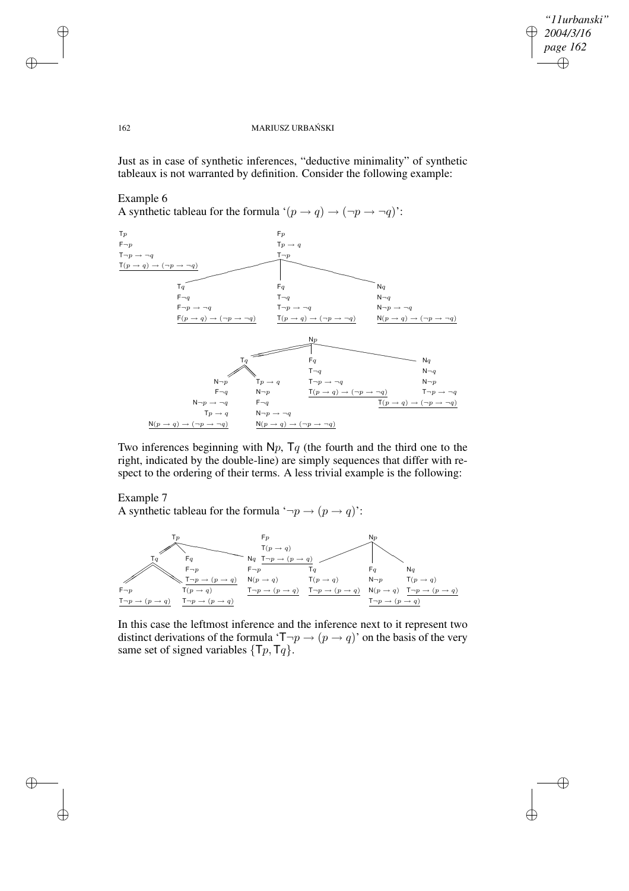Just as in case of synthetic inferences, "deductive minimality" of synthetic tableaux is not warranted by definition. Consider the following example:

Example 6
A synthetic tableau for the formula '$(p \rightarrow q) \rightarrow (\neg p \rightarrow \neg q)$':

Two inferences beginning with $\mathsf{N}p$, $\mathsf{T}q$ (the fourth and the third one to the right, indicated by the double-line) are simply sequences that differ with respect to the ordering of their terms. A less trivial example is the following:

Example 7
A synthetic tableau for the formula '$\neg p \rightarrow (p \rightarrow q)$':

In this case the leftmost inference and the inference next to it represent two distinct derivations of the formula '$\mathsf{T}\neg p \rightarrow (p \rightarrow q)$' on the basis of the very same set of signed variables $\{\mathsf{T}p, \mathsf{T}q\}$.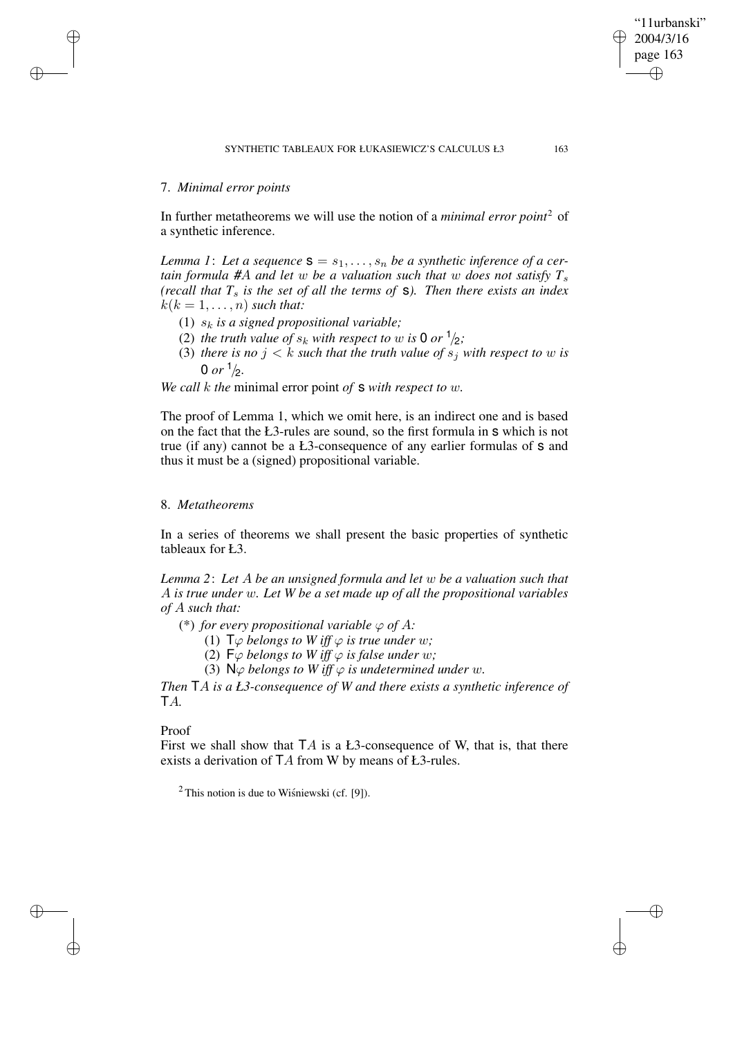## 7. *Minimal error points*

In further metatheorems we will use the notion of a *minimal error point*[2] of a synthetic inference.

*Lemma 1*: *Let a sequence* $\mathsf{s} = s_1, \ldots, s_n$ *be a synthetic inference of a certain formula* #$A$ *and let* $w$ *be a valuation such that* $w$ *does not satisfy* $T_s$ *(recall that* $T_s$ *is the set of all the terms of* $\mathsf{s}$*). Then there exists an index* $k (k = 1, \ldots, n)$ *such that:*

(1) $s_k$ *is a signed propositional variable;*

(2) *the truth value of* $s_k$ *with respect to* $w$ *is* $\mathsf{0}$ *or* $\mathsf{1/2}$*;*

(3) *there is no* $j < k$ *such that the truth value of* $s_j$ *with respect to* $w$ *is* $\mathsf{0}$ *or* $\mathsf{1/2}$.

*We call* $k$ *the* minimal error point *of* $\mathsf{s}$ *with respect to* $w$.

The proof of Lemma 1, which we omit here, is an indirect one and is based on the fact that the Ł3-rules are sound, so the first formula in $\mathsf{s}$ which is not true (if any) cannot be a Ł3-consequence of any earlier formulas of $\mathsf{s}$ and thus it must be a (signed) propositional variable.

## 8. *Metatheorems*

In a series of theorems we shall present the basic properties of synthetic tableaux for Ł3.

*Lemma 2*: *Let* $A$ *be an unsigned formula and let* $w$ *be a valuation such that* $A$ *is true under* $w$*. Let W be a set made up of all the propositional variables of* $A$ *such that:*

(\*) *for every propositional variable* $\varphi$ *of* $A$*:*

(1) $\mathsf{T}\varphi$ *belongs to W iff* $\varphi$ *is true under* $w$*;*

(2) $\mathsf{F}\varphi$ *belongs to W iff* $\varphi$ *is false under* $w$*;*

(3) $\mathsf{N}\varphi$ *belongs to W iff* $\varphi$ *is undetermined under* $w$*.*

*Then* $\mathsf{T}A$ *is a Ł3-consequence of W and there exists a synthetic inference of* $\mathsf{T}A$*.*

Proof

First we shall show that $\mathsf{T}A$ is a Ł3-consequence of W, that is, that there exists a derivation of $\mathsf{T}A$ from W by means of Ł3-rules.

[2] This notion is due to Wiśniewski (cf. [9]).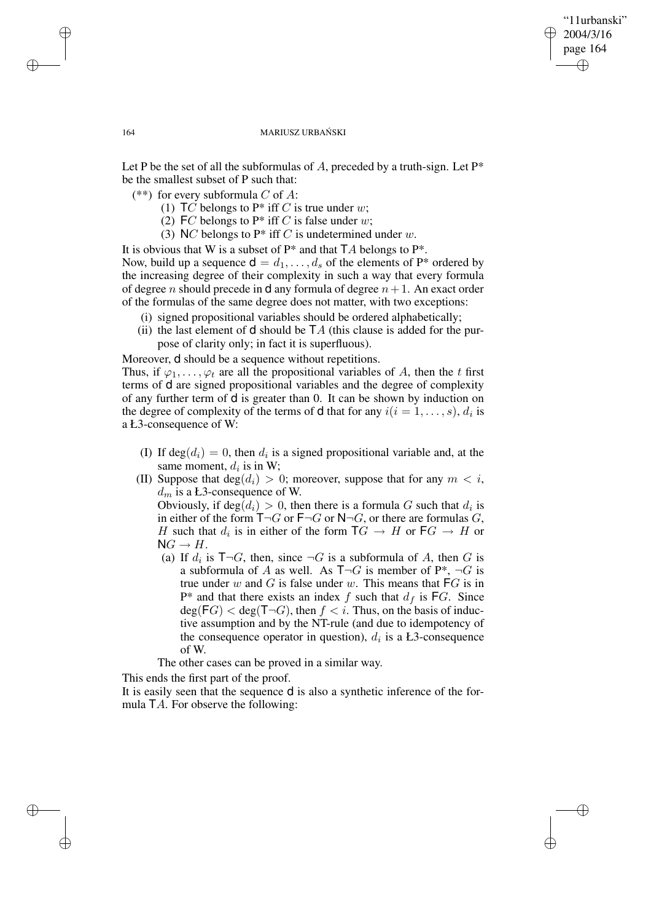Let P be the set of all the subformulas of $A$, preceded by a truth-sign. Let P* be the smallest subset of P such that:

(**) for every subformula $C$ of $A$:

(1) $\mathsf{T}C$ belongs to P* iff $C$ is true under $w$;

(2) $\mathsf{F}C$ belongs to P* iff $C$ is false under $w$;

(3) $\mathsf{N}C$ belongs to P* iff $C$ is undetermined under $w$.

It is obvious that W is a subset of P* and that $\mathsf{T}A$ belongs to P*.

Now, build up a sequence $\mathsf{d} = d_1, \ldots, d_s$ of the elements of P* ordered by the increasing degree of their complexity in such a way that every formula of degree $n$ should precede in $\mathsf{d}$ any formula of degree $n+1$. An exact order of the formulas of the same degree does not matter, with two exceptions:

(i) signed propositional variables should be ordered alphabetically;

(ii) the last element of $\mathsf{d}$ should be $\mathsf{T}A$ (this clause is added for the purpose of clarity only; in fact it is superfluous).

Moreover, $\mathsf{d}$ should be a sequence without repetitions.

Thus, if $\varphi_1, \ldots, \varphi_t$ are all the propositional variables of $A$, then the $t$ first terms of $\mathsf{d}$ are signed propositional variables and the degree of complexity of any further term of $\mathsf{d}$ is greater than 0. It can be shown by induction on the degree of complexity of the terms of $\mathsf{d}$ that for any $i (i = 1, \ldots, s)$, $d_i$ is a Ł3-consequence of W:

(I) If $\deg(d_i) = 0$, then $d_i$ is a signed propositional variable and, at the same moment, $d_i$ is in W;

(II) Suppose that $\deg(d_i) > 0$; moreover, suppose that for any $m < i$, $d_m$ is a Ł3-consequence of W.

Obviously, if $\deg(d_i) > 0$, then there is a formula $G$ such that $d_i$ is in either of the form $\mathsf{T}\neg G$ or $\mathsf{F}\neg G$ or $\mathsf{N}\neg G$, or there are formulas $G$, $H$ such that $d_i$ is in either of the form $\mathsf{T}G \rightarrow H$ or $\mathsf{F}G \rightarrow H$ or $\mathsf{N}G \rightarrow H$.

(a) If $d_i$ is $\mathsf{T}\neg G$, then, since $\neg G$ is a subformula of $A$, then $G$ is a subformula of $A$ as well. As $\mathsf{T}\neg G$ is member of P*, $\neg G$ is true under $w$ and $G$ is false under $w$. This means that $\mathsf{F}G$ is in P* and that there exists an index $f$ such that $d_f$ is $\mathsf{F}G$. Since $\deg(\mathsf{F}G) < \deg(\mathsf{T}\neg G)$, then $f < i$. Thus, on the basis of inductive assumption and by the NT-rule (and due to idempotency of the consequence operator in question), $d_i$ is a Ł3-consequence of W.

The other cases can be proved in a similar way.

This ends the first part of the proof.

It is easily seen that the sequence $\mathsf{d}$ is also a synthetic inference of the formula $\mathsf{T}A$. For observe the following: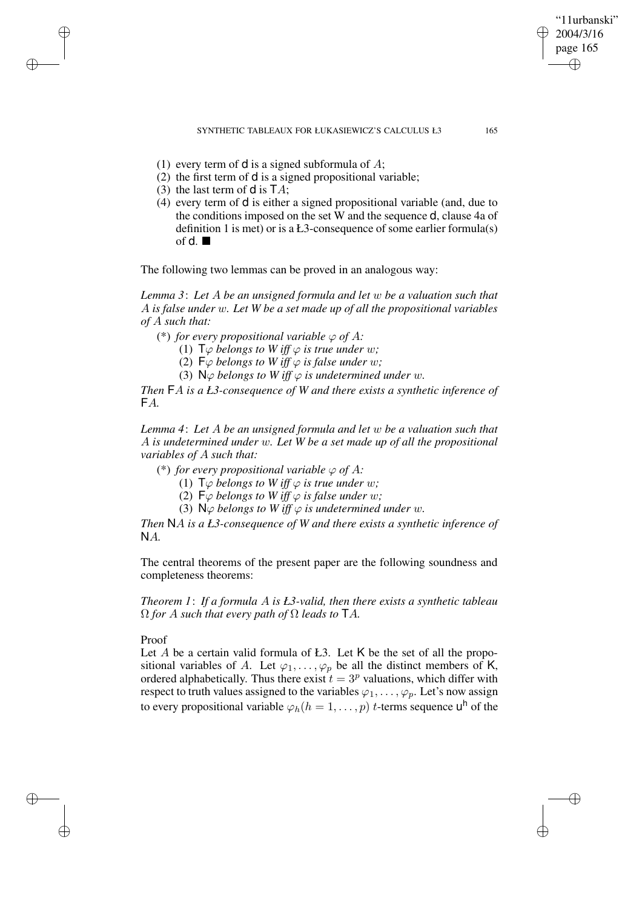(1) every term of $\mathsf{d}$ is a signed subformula of $A$;
(2) the first term of $\mathsf{d}$ is a signed propositional variable;
(3) the last term of $\mathsf{d}$ is $\mathsf{T}A$;
(4) every term of $\mathsf{d}$ is either a signed propositional variable (and, due to the conditions imposed on the set W and the sequence $\mathsf{d}$, clause 4a of definition 1 is met) or is a Ł3-consequence of some earlier formula(s) of $\mathsf{d}$. ■

The following two lemmas can be proved in an analogous way:

*Lemma 3*: *Let $A$ be an unsigned formula and let $w$ be a valuation such that $A$ is false under $w$. Let W be a set made up of all the propositional variables of $A$ such that:*

(*) *for every propositional variable $\varphi$ of $A$:*
  (1) *$\mathsf{T}\varphi$ belongs to W iff $\varphi$ is true under $w$;*
  (2) *$\mathsf{F}\varphi$ belongs to W iff $\varphi$ is false under $w$;*
  (3) *$\mathsf{N}\varphi$ belongs to W iff $\varphi$ is undetermined under $w$.*

*Then $\mathsf{F}A$ is a Ł3-consequence of W and there exists a synthetic inference of $\mathsf{F}A$.*

*Lemma 4*: *Let $A$ be an unsigned formula and let $w$ be a valuation such that $A$ is undetermined under $w$. Let W be a set made up of all the propositional variables of $A$ such that:*

(*) *for every propositional variable $\varphi$ of $A$:*
  (1) *$\mathsf{T}\varphi$ belongs to W iff $\varphi$ is true under $w$;*
  (2) *$\mathsf{F}\varphi$ belongs to W iff $\varphi$ is false under $w$;*
  (3) *$\mathsf{N}\varphi$ belongs to W iff $\varphi$ is undetermined under $w$.*

*Then $\mathsf{N}A$ is a Ł3-consequence of W and there exists a synthetic inference of $\mathsf{N}A$.*

The central theorems of the present paper are the following soundness and completeness theorems:

*Theorem 1*: *If a formula $A$ is Ł3-valid, then there exists a synthetic tableau $\Omega$ for $A$ such that every path of $\Omega$ leads to $\mathsf{T}A$.*

Proof

Let $A$ be a certain valid formula of Ł3. Let $\mathsf{K}$ be the set of all the propositional variables of $A$. Let $\varphi_1, \ldots, \varphi_p$ be all the distinct members of $\mathsf{K}$, ordered alphabetically. Thus there exist $t = 3^p$ valuations, which differ with respect to truth values assigned to the variables $\varphi_1, \ldots, \varphi_p$. Let's now assign to every propositional variable $\varphi_h (h = 1, \ldots, p)$ $t$-terms sequence $\mathsf{u}^{\mathsf{h}}$ of the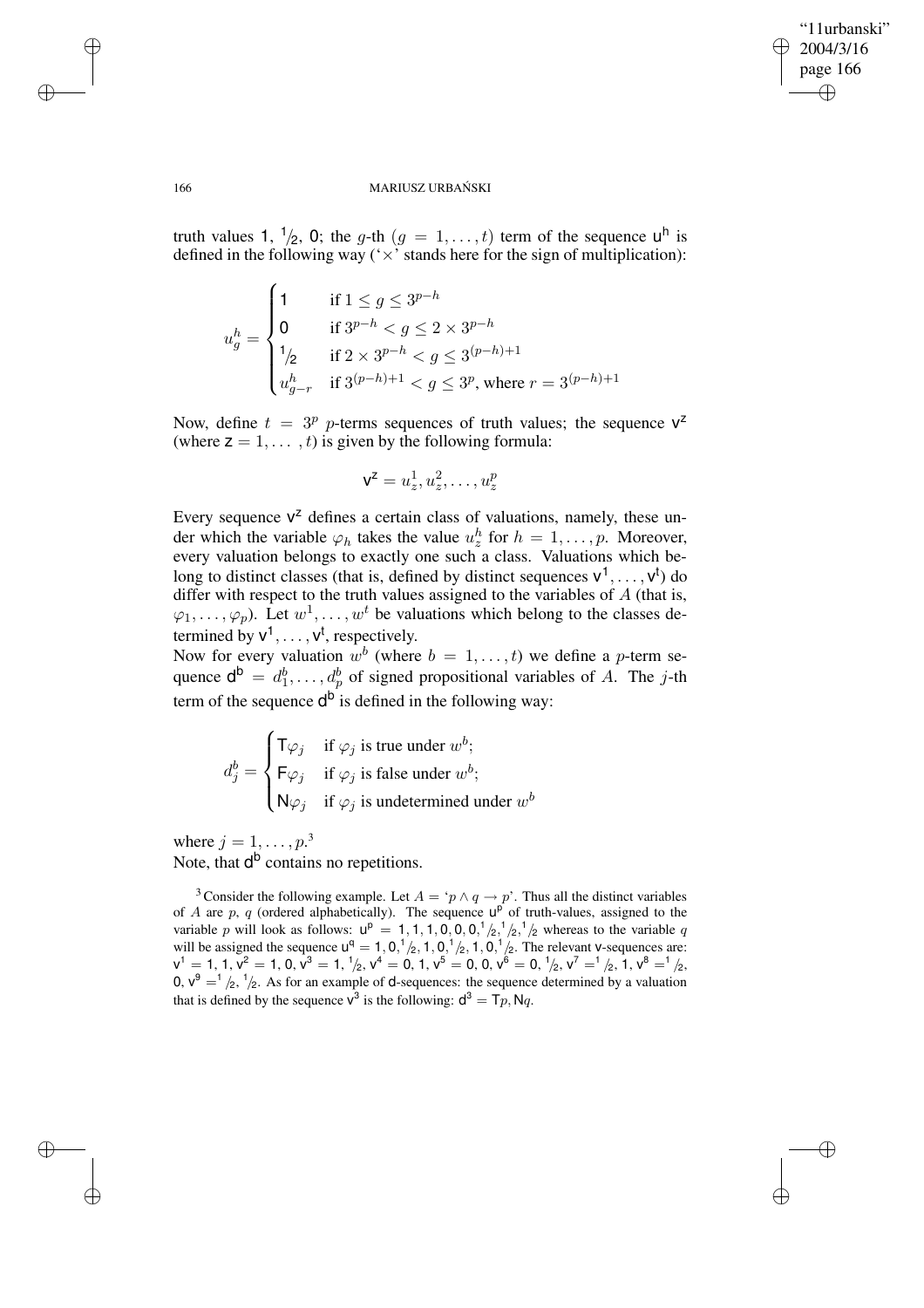truth values 1, $^1\!/\!_2$, 0; the $g$-th ($g = 1, \ldots, t$) term of the sequence $\mathsf{u^h}$ is defined in the following way ('$\times$' stands here for the sign of multiplication):

$$u^h_g = \begin{cases} 1 & \text{if } 1 \leq g \leq 3^{p-h} \\ 0 & \text{if } 3^{p-h} < g \leq 2 \times 3^{p-h} \\ ^1\!/\!_2 & \text{if } 2 \times 3^{p-h} < g \leq 3^{(p-h)+1} \\ u^h_{g-r} & \text{if } 3^{(p-h)+1} < g \leq 3^p \text{, where } r = 3^{(p-h)+1} \end{cases}$$

Now, define $t = 3^p$ $p$-terms sequences of truth values; the sequence $\mathsf{v^z}$ (where $\mathsf{z} = 1, \ldots, t$) is given by the following formula:

$$\mathsf{v^z} = u^1_z, u^2_z, \ldots, u^p_z$$

Every sequence $\mathsf{v^z}$ defines a certain class of valuations, namely, these under which the variable $\varphi_h$ takes the value $u^h_z$ for $h = 1, \ldots, p$. Moreover, every valuation belongs to exactly one such a class. Valuations which belong to distinct classes (that is, defined by distinct sequences $\mathsf{v^1}, \ldots, \mathsf{v^t}$) do differ with respect to the truth values assigned to the variables of $A$ (that is, $\varphi_1, \ldots, \varphi_p$). Let $w^1, \ldots, w^t$ be valuations which belong to the classes determined by $\mathsf{v^1}, \ldots, \mathsf{v^t}$, respectively.

Now for every valuation $w^b$ (where $b = 1, \ldots, t$) we define a $p$-term sequence $\mathsf{d^b} = d^b_1, \ldots, d^b_p$ of signed propositional variables of $A$. The $j$-th term of the sequence $\mathsf{d^b}$ is defined in the following way:

$$d^b_j = \begin{cases} \mathsf{T}\varphi_j & \text{if } \varphi_j \text{ is true under } w^b; \\ \mathsf{F}\varphi_j & \text{if } \varphi_j \text{ is false under } w^b; \\ \mathsf{N}\varphi_j & \text{if } \varphi_j \text{ is undetermined under } w^b \end{cases}$$

where $j = 1, \ldots, p$.[3]

Note, that $\mathsf{d^b}$ contains no repetitions.

[3] Consider the following example. Let $A =$ '$p \wedge q \rightarrow p$'. Thus all the distinct variables of $A$ are $p$, $q$ (ordered alphabetically). The sequence $\mathsf{u^p}$ of truth-values, assigned to the variable $p$ will look as follows: $\mathsf{u^p} = 1, 1, 1, 0, 0, 0, {}^1\!/\!_2, {}^1\!/\!_2, {}^1\!/\!_2$ whereas to the variable $q$ will be assigned the sequence $\mathsf{u^q} = 1, 0, {}^1\!/\!_2, 1, 0, {}^1\!/\!_2, 1, 0, {}^1\!/\!_2$. The relevant $\mathsf{v}$-sequences are: $\mathsf{v^1} = 1, 1$, $\mathsf{v^2} = 1, 0$, $\mathsf{v^3} = 1, {}^1\!/\!_2$, $\mathsf{v^4} = 0, 1$, $\mathsf{v^5} = 0, 0$, $\mathsf{v^6} = 0, {}^1\!/\!_2$, $\mathsf{v^7} = {}^1\!/\!_2, 1$, $\mathsf{v^8} = {}^1\!/\!_2, 0$, $\mathsf{v^9} = {}^1\!/\!_2, {}^1\!/\!_2$. As for an example of $\mathsf{d}$-sequences: the sequence determined by a valuation that is defined by the sequence $\mathsf{v^3}$ is the following: $\mathsf{d^3} = \mathsf{T}p, \mathsf{N}q$.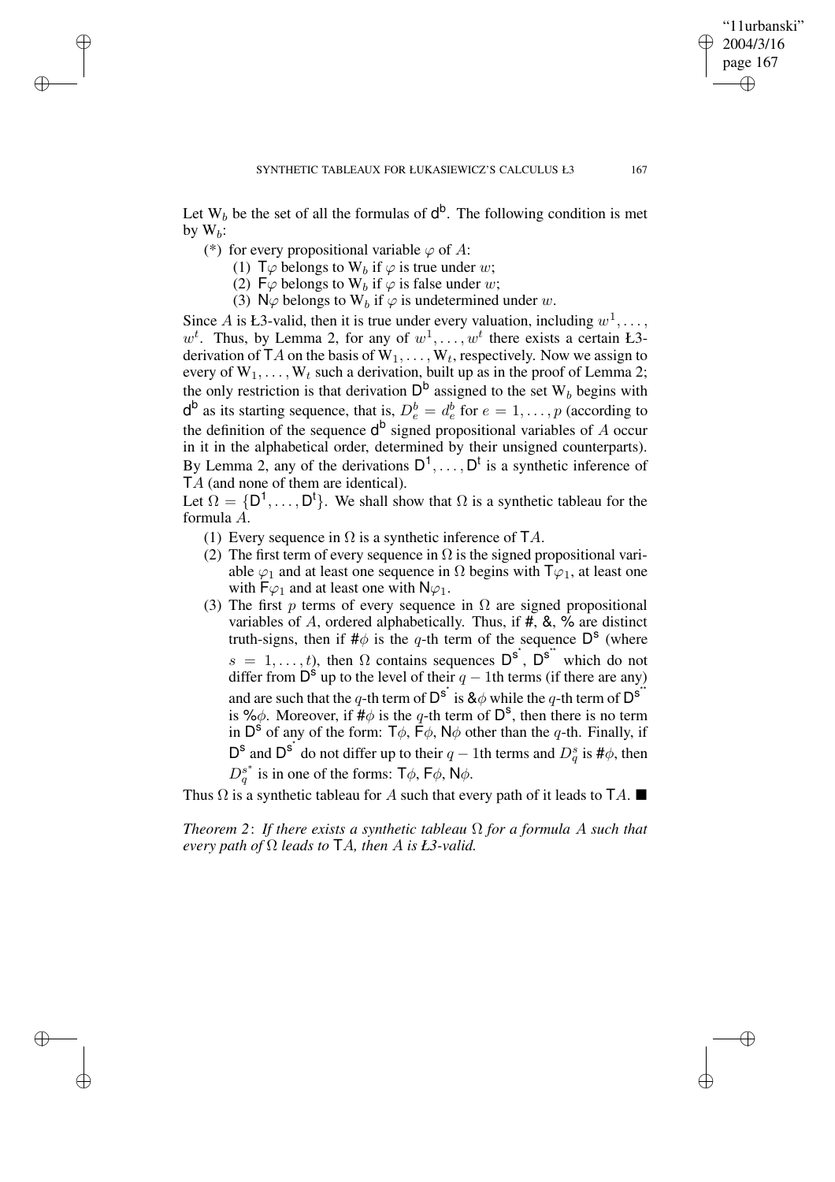Let $\mathsf{W}_b$ be the set of all the formulas of $\mathsf{d}^\mathsf{b}$. The following condition is met by $\mathsf{W}_b$:

(*) for every propositional variable $\varphi$ of $A$:

(1) $\mathsf{T}\varphi$ belongs to $\mathsf{W}_b$ if $\varphi$ is true under $w$;

(2) $\mathsf{F}\varphi$ belongs to $\mathsf{W}_b$ if $\varphi$ is false under $w$;

(3) $\mathsf{N}\varphi$ belongs to $\mathsf{W}_b$ if $\varphi$ is undetermined under $w$.

Since $A$ is Ł3-valid, then it is true under every valuation, including $w^1, \ldots, w^t$. Thus, by Lemma 2, for any of $w^1, \ldots, w^t$ there exists a certain Ł3-derivation of $\mathsf{T}A$ on the basis of $\mathsf{W}_1, \ldots, \mathsf{W}_t$, respectively. Now we assign to every of $\mathsf{W}_1, \ldots, \mathsf{W}_t$ such a derivation, built up as in the proof of Lemma 2; the only restriction is that derivation $\mathsf{D}^\mathsf{b}$ assigned to the set $\mathsf{W}_b$ begins with $\mathsf{d}^\mathsf{b}$ as its starting sequence, that is, $D^b_e = d^b_e$ for $e = 1, \ldots, p$ (according to the definition of the sequence $\mathsf{d}^\mathsf{b}$ signed propositional variables of $A$ occur in it in the alphabetical order, determined by their unsigned counterparts). By Lemma 2, any of the derivations $\mathsf{D}^1, \ldots, \mathsf{D}^\mathsf{t}$ is a synthetic inference of $\mathsf{T}A$ (and none of them are identical).

Let $\Omega = \{\mathsf{D}^1, \ldots, \mathsf{D}^\mathsf{t}\}$. We shall show that $\Omega$ is a synthetic tableau for the formula $A$.

(1) Every sequence in $\Omega$ is a synthetic inference of $\mathsf{T}A$.

(2) The first term of every sequence in $\Omega$ is the signed propositional variable $\varphi_1$ and at least one sequence in $\Omega$ begins with $\mathsf{T}\varphi_1$, at least one with $\mathsf{F}\varphi_1$ and at least one with $\mathsf{N}\varphi_1$.

(3) The first $p$ terms of every sequence in $\Omega$ are signed propositional variables of $A$, ordered alphabetically. Thus, if #, &, % are distinct truth-signs, then if $\#\phi$ is the $q$-th term of the sequence $\mathsf{D}^\mathsf{s}$ (where $s = 1, \ldots, t$), then $\Omega$ contains sequences $\mathsf{D}^{\mathsf{s}^*}$, $\mathsf{D}^{\mathsf{s}^{**}}$ which do not differ from $\mathsf{D}^\mathsf{s}$ up to the level of their $q-1$th terms (if there are any) and are such that the $q$-th term of $\mathsf{D}^{\mathsf{s}^*}$ is $\&\phi$ while the $q$-th term of $\mathsf{D}^{\mathsf{s}^{**}}$ is $\%\phi$. Moreover, if $\#\phi$ is the $q$-th term of $\mathsf{D}^\mathsf{s}$, then there is no term in $\mathsf{D}^\mathsf{s}$ of any of the form: $\mathsf{T}\phi$, $\mathsf{F}\phi$, $\mathsf{N}\phi$ other than the $q$-th. Finally, if $\mathsf{D}^\mathsf{s}$ and $\mathsf{D}^{\mathsf{s}^*}$ do not differ up to their $q-1$th terms and $D^s_q$ is $\#\phi$, then $D^{s^*}_q$ is in one of the forms: $\mathsf{T}\phi$, $\mathsf{F}\phi$, $\mathsf{N}\phi$.

Thus $\Omega$ is a synthetic tableau for $A$ such that every path of it leads to $\mathsf{T}A$. ■

*Theorem 2*: *If there exists a synthetic tableau $\Omega$ for a formula $A$ such that every path of $\Omega$ leads to $\mathsf{T}A$, then $A$ is Ł3-valid.*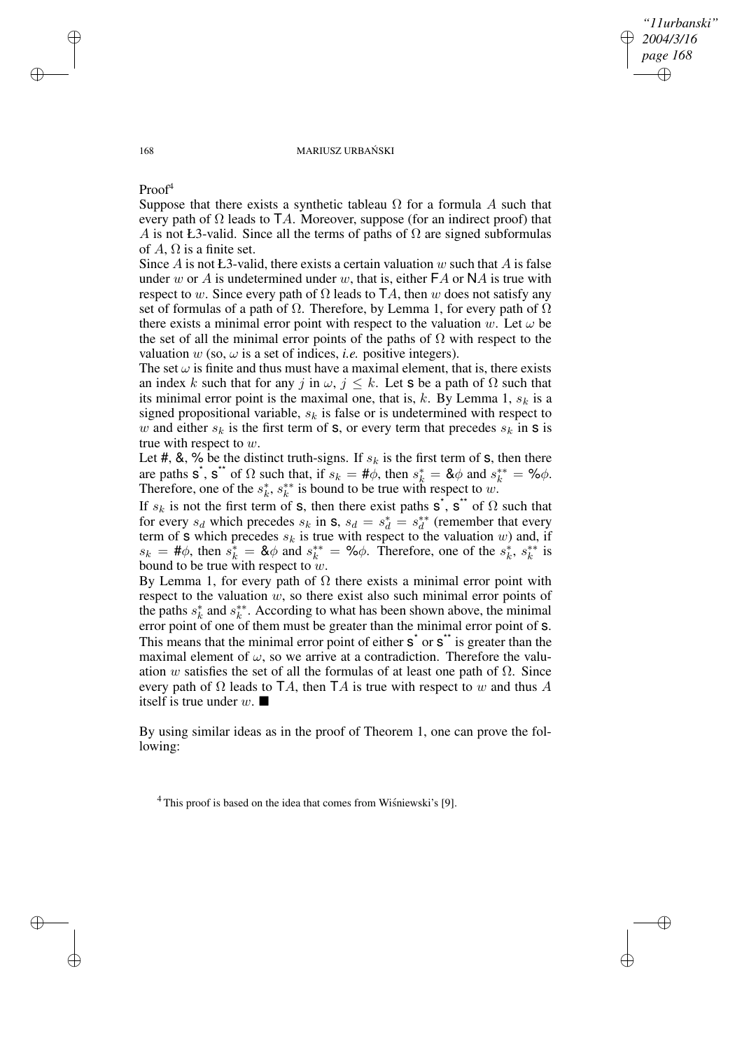Proof[4]

Suppose that there exists a synthetic tableau $\Omega$ for a formula $A$ such that every path of $\Omega$ leads to $\mathsf{T}A$. Moreover, suppose (for an indirect proof) that $A$ is not Ł3-valid. Since all the terms of paths of $\Omega$ are signed subformulas of $A$, $\Omega$ is a finite set.

Since $A$ is not Ł3-valid, there exists a certain valuation $w$ such that $A$ is false under $w$ or $A$ is undetermined under $w$, that is, either $\mathsf{F}A$ or $\mathsf{N}A$ is true with respect to $w$. Since every path of $\Omega$ leads to $\mathsf{T}A$, then $w$ does not satisfy any set of formulas of a path of $\Omega$. Therefore, by Lemma 1, for every path of $\Omega$ there exists a minimal error point with respect to the valuation $w$. Let $\omega$ be the set of all the minimal error points of the paths of $\Omega$ with respect to the valuation $w$ (so, $\omega$ is a set of indices, *i.e.* positive integers).

The set $\omega$ is finite and thus must have a maximal element, that is, there exists an index $k$ such that for any $j$ in $\omega$, $j \leq k$. Let $\mathsf{s}$ be a path of $\Omega$ such that its minimal error point is the maximal one, that is, $k$. By Lemma 1, $s_k$ is a signed propositional variable, $s_k$ is false or is undetermined with respect to $w$ and either $s_k$ is the first term of $\mathsf{s}$, or every term that precedes $s_k$ in $\mathsf{s}$ is true with respect to $w$.

Let #, &, % be the distinct truth-signs. If $s_k$ is the first term of $\mathsf{s}$, then there are paths $\mathsf{s}^*$, $\mathsf{s}^{**}$ of $\Omega$ such that, if $s_k = \#\phi$, then $s^*_k = \&\phi$ and $s^{**}_k = \%\phi$. Therefore, one of the $s^*_k$, $s^{**}_k$ is bound to be true with respect to $w$.

If $s_k$ is not the first term of $\mathsf{s}$, then there exist paths $\mathsf{s}^*$, $\mathsf{s}^{**}$ of $\Omega$ such that for every $s_d$ which precedes $s_k$ in $\mathsf{s}$, $s_d = s^*_d = s^{**}_d$ (remember that every term of $\mathsf{s}$ which precedes $s_k$ is true with respect to the valuation $w$) and, if $s_k = \#\phi$, then $s^*_k = \&\phi$ and $s^{**}_k = \%\phi$. Therefore, one of the $s^*_k$, $s^{**}_k$ is bound to be true with respect to $w$.

By Lemma 1, for every path of $\Omega$ there exists a minimal error point with respect to the valuation $w$, so there exist also such minimal error points of the paths $s^*_k$ and $s^{**}_k$. According to what has been shown above, the minimal error point of one of them must be greater than the minimal error point of $\mathsf{s}$. This means that the minimal error point of either $\mathsf{s}^*$ or $\mathsf{s}^{**}$ is greater than the maximal element of $\omega$, so we arrive at a contradiction. Therefore the valuation $w$ satisfies the set of all the formulas of at least one path of $\Omega$. Since every path of $\Omega$ leads to $\mathsf{T}A$, then $\mathsf{T}A$ is true with respect to $w$ and thus $A$ itself is true under $w$. ■

By using similar ideas as in the proof of Theorem 1, one can prove the following:

[4] This proof is based on the idea that comes from Wiśniewski's [9].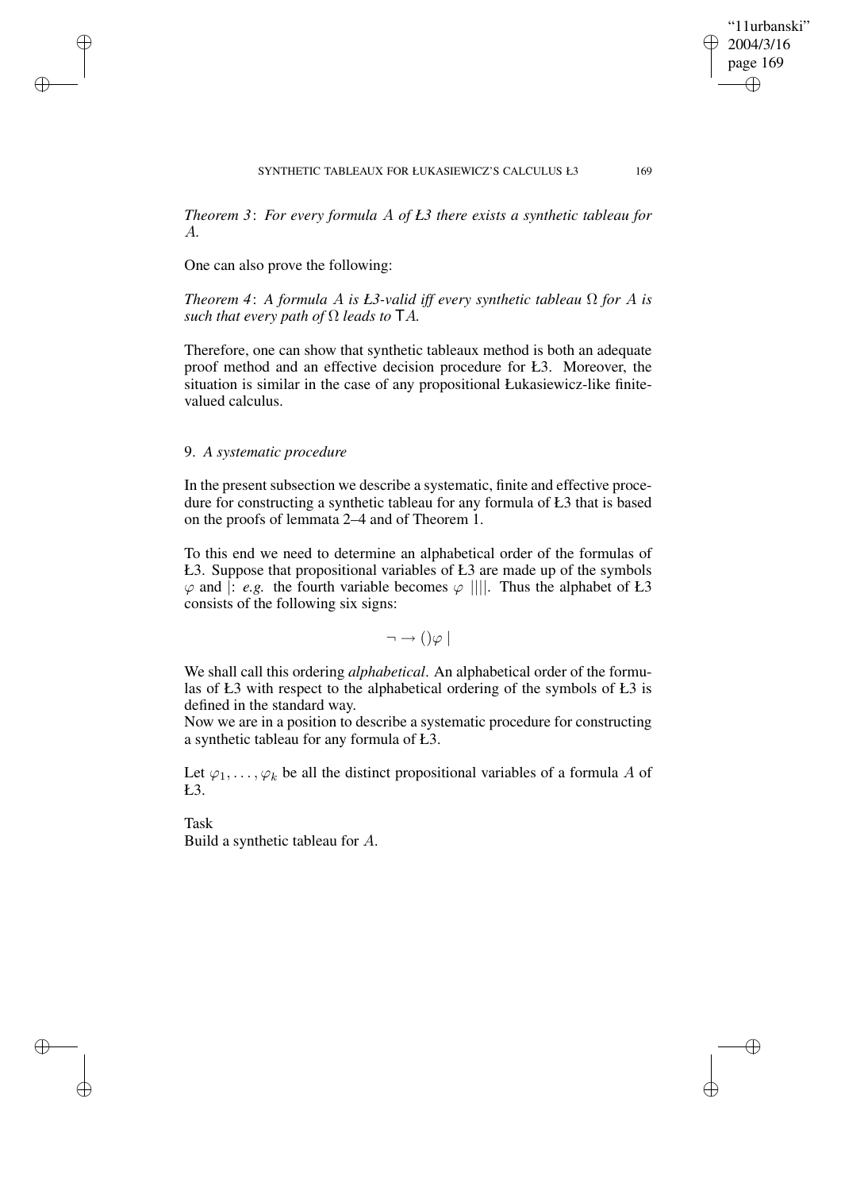*Theorem 3*: *For every formula $A$ of Ł3 there exists a synthetic tableau for $A$.*

One can also prove the following:

*Theorem 4*: *A formula $A$ is Ł3-valid iff every synthetic tableau $\Omega$ for $A$ is such that every path of $\Omega$ leads to $\mathsf{T}A$.*

Therefore, one can show that synthetic tableaux method is both an adequate proof method and an effective decision procedure for Ł3. Moreover, the situation is similar in the case of any propositional Łukasiewicz-like finite-valued calculus.

## 9. *A systematic procedure*

In the present subsection we describe a systematic, finite and effective procedure for constructing a synthetic tableau for any formula of Ł3 that is based on the proofs of lemmata 2–4 and of Theorem 1.

To this end we need to determine an alphabetical order of the formulas of Ł3. Suppose that propositional variables of Ł3 are made up of the symbols $\varphi$ and $|$: *e.g.* the fourth variable becomes $\varphi\ ||||$. Thus the alphabet of Ł3 consists of the following six signs:

$$\neg \rightarrow ()\varphi\ |$$

We shall call this ordering *alphabetical*. An alphabetical order of the formulas of Ł3 with respect to the alphabetical ordering of the symbols of Ł3 is defined in the standard way.
Now we are in a position to describe a systematic procedure for constructing a synthetic tableau for any formula of Ł3.

Let $\varphi_1, \ldots, \varphi_k$ be all the distinct propositional variables of a formula $A$ of Ł3.

Task
Build a synthetic tableau for $A$.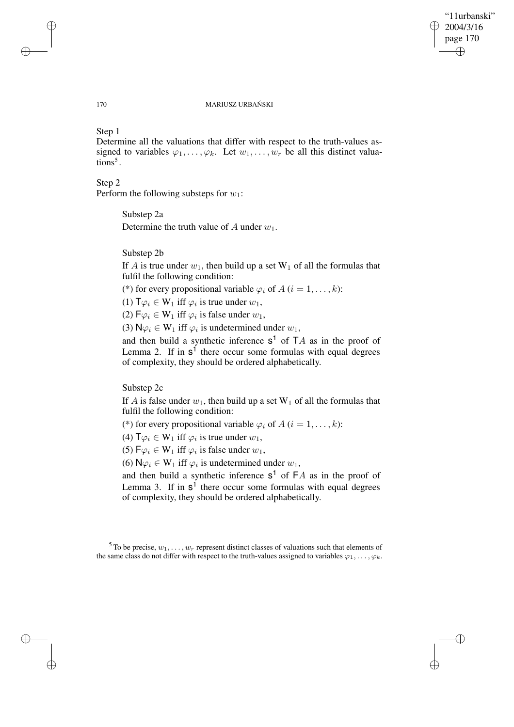Step 1

Determine all the valuations that differ with respect to the truth-values assigned to variables $\varphi_1, \ldots, \varphi_k$. Let $w_1, \ldots, w_r$ be all this distinct valuations[5].

Step 2

Perform the following substeps for $w_1$:

> Substep 2a
>
> Determine the truth value of $A$ under $w_1$.
>
> Substep 2b
>
> If $A$ is true under $w_1$, then build up a set $\mathrm{W}_1$ of all the formulas that fulfil the following condition:
>
> (*) for every propositional variable $\varphi_i$ of $A$ ($i = 1, \ldots, k$):
>
> (1) $\mathsf{T}\varphi_i \in \mathrm{W}_1$ iff $\varphi_i$ is true under $w_1$,
>
> (2) $\mathsf{F}\varphi_i \in \mathrm{W}_1$ iff $\varphi_i$ is false under $w_1$,
>
> (3) $\mathsf{N}\varphi_i \in \mathrm{W}_1$ iff $\varphi_i$ is undetermined under $w_1$,
>
> and then build a synthetic inference $\mathsf{s}^1$ of $\mathsf{T}A$ as in the proof of Lemma 2. If in $\mathsf{s}^1$ there occur some formulas with equal degrees of complexity, they should be ordered alphabetically.
>
> Substep 2c
>
> If $A$ is false under $w_1$, then build up a set $\mathrm{W}_1$ of all the formulas that fulfil the following condition:
>
> (*) for every propositional variable $\varphi_i$ of $A$ ($i = 1, \ldots, k$):
>
> (4) $\mathsf{T}\varphi_i \in \mathrm{W}_1$ iff $\varphi_i$ is true under $w_1$,
>
> (5) $\mathsf{F}\varphi_i \in \mathrm{W}_1$ iff $\varphi_i$ is false under $w_1$,
>
> (6) $\mathsf{N}\varphi_i \in \mathrm{W}_1$ iff $\varphi_i$ is undetermined under $w_1$,
>
> and then build a synthetic inference $\mathsf{s}^1$ of $\mathsf{F}A$ as in the proof of Lemma 3. If in $\mathsf{s}^1$ there occur some formulas with equal degrees of complexity, they should be ordered alphabetically.

[5] To be precise, $w_1, \ldots, w_r$ represent distinct classes of valuations such that elements of the same class do not differ with respect to the truth-values assigned to variables $\varphi_1, \ldots, \varphi_k$.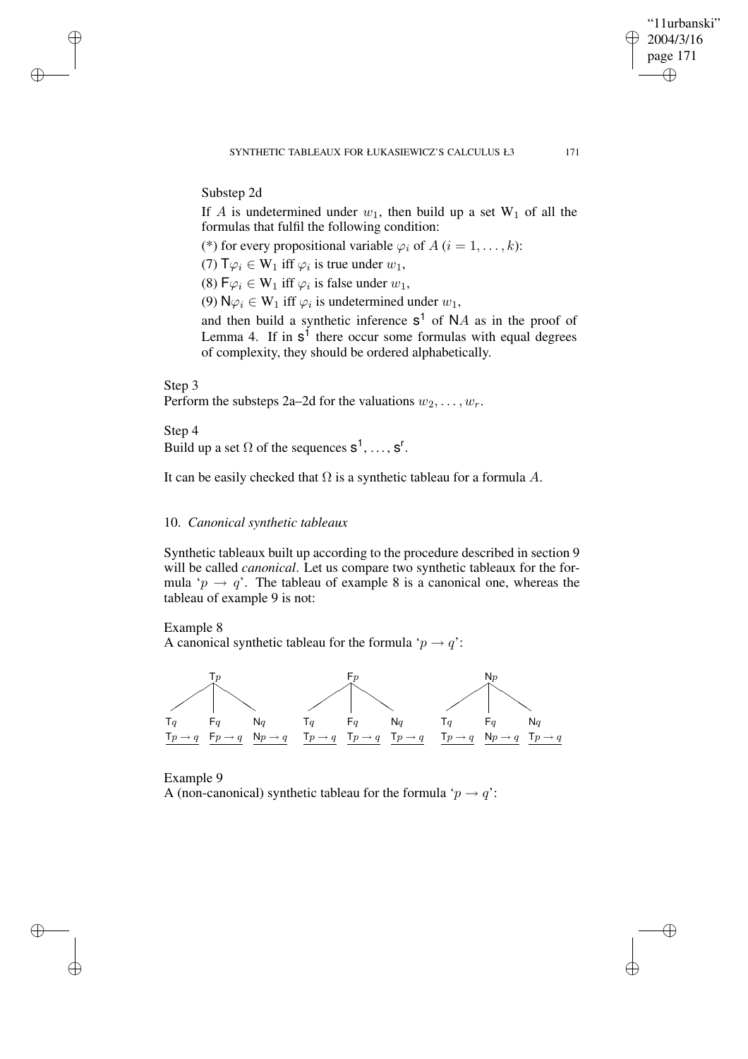Substep 2d

If $A$ is undetermined under $w_1$, then build up a set $\mathrm{W}_1$ of all the formulas that fulfil the following condition:

(*) for every propositional variable $\varphi_i$ of $A$ $(i = 1, \ldots, k)$:

(7) $\mathsf{T}\varphi_i \in \mathrm{W}_1$ iff $\varphi_i$ is true under $w_1$,

(8) $\mathsf{F}\varphi_i \in \mathrm{W}_1$ iff $\varphi_i$ is false under $w_1$,

(9) $\mathsf{N}\varphi_i \in \mathrm{W}_1$ iff $\varphi_i$ is undetermined under $w_1$,

and then build a synthetic inference $\mathsf{s}^1$ of $\mathsf{N}A$ as in the proof of Lemma 4. If in $\mathsf{s}^1$ there occur some formulas with equal degrees of complexity, they should be ordered alphabetically.

Step 3

Perform the substeps 2a–2d for the valuations $w_2, \ldots, w_r$.

Step 4

Build up a set $\Omega$ of the sequences $\mathsf{s}^1, \ldots, \mathsf{s}^r$.

It can be easily checked that $\Omega$ is a synthetic tableau for a formula $A$.

## 10. *Canonical synthetic tableaux*

Synthetic tableaux built up according to the procedure described in section 9 will be called *canonical*. Let us compare two synthetic tableaux for the formula '$p \rightarrow q$'. The tableau of example 8 is a canonical one, whereas the tableau of example 9 is not:

Example 8

A canonical synthetic tableau for the formula '$p \rightarrow q$':

| $\mathsf{T}p$ | | | $\mathsf{F}p$ | | | $\mathsf{N}p$ | | |
|---|---|---|---|---|---|---|---|---|
| $\mathsf{T}q$ | $\mathsf{F}q$ | $\mathsf{N}q$ | $\mathsf{T}q$ | $\mathsf{F}q$ | $\mathsf{N}q$ | $\mathsf{T}q$ | $\mathsf{F}q$ | $\mathsf{N}q$ |
| $\mathsf{T}p \rightarrow q$ | $\mathsf{F}p \rightarrow q$ | $\mathsf{N}p \rightarrow q$ | $\mathsf{T}p \rightarrow q$ | $\mathsf{T}p \rightarrow q$ | $\mathsf{T}p \rightarrow q$ | $\mathsf{T}p \rightarrow q$ | $\mathsf{N}p \rightarrow q$ | $\mathsf{T}p \rightarrow q$ |

Example 9

A (non-canonical) synthetic tableau for the formula '$p \rightarrow q$':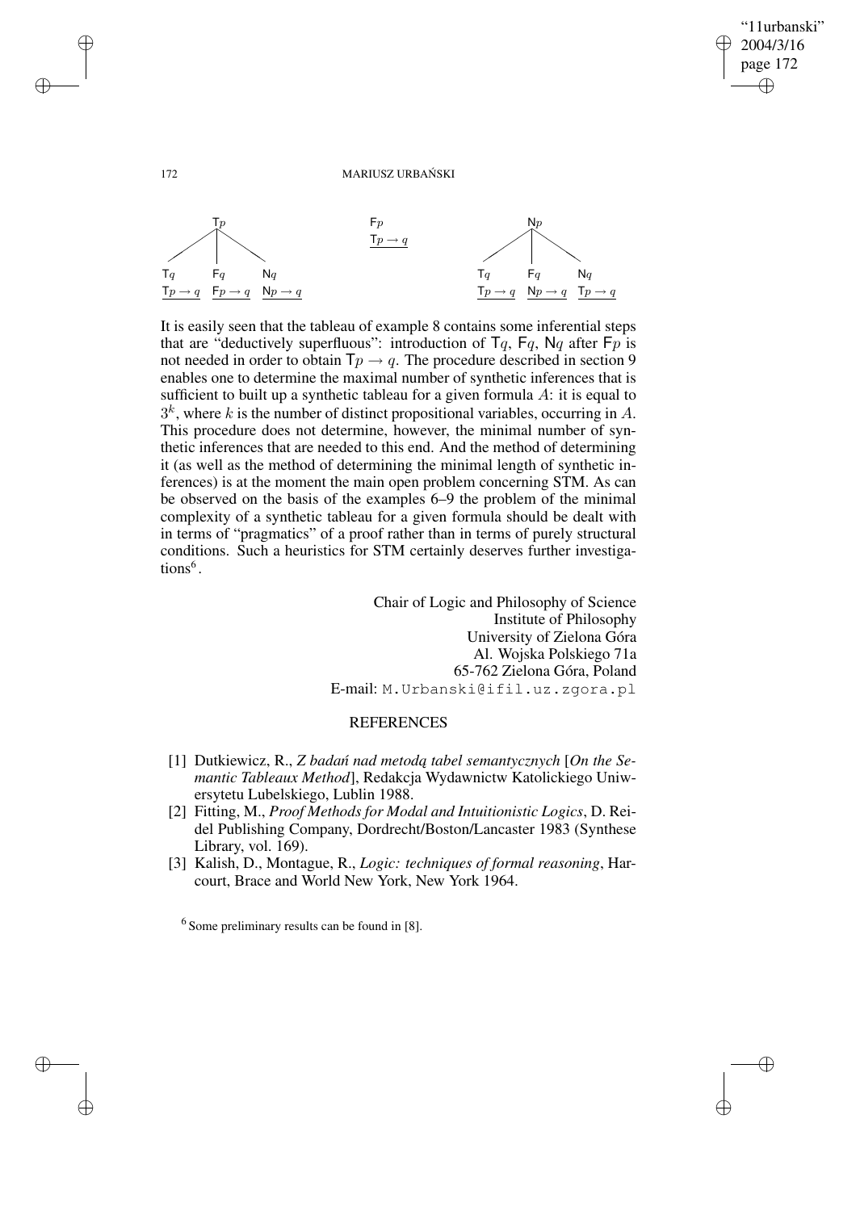$$
\begin{array}{ccc}
& \mathsf{T}p & \\
\mathsf{T}q & \mathsf{F}q & \mathsf{N}q \\
\hline
\mathsf{T}p \to q & \mathsf{F}p \to q & \mathsf{N}p \to q
\end{array}
\qquad
\begin{array}{c}
\mathsf{F}p \\
\hline
\mathsf{T}p \to q
\end{array}
\qquad
\begin{array}{ccc}
& \mathsf{N}p & \\
\mathsf{T}q & \mathsf{F}q & \mathsf{N}q \\
\hline
\mathsf{T}p \to q & \mathsf{N}p \to q & \mathsf{T}p \to q
\end{array}
$$

It is easily seen that the tableau of example 8 contains some inferential steps that are "deductively superfluous": introduction of $\mathsf{T}q$, $\mathsf{F}q$, $\mathsf{N}q$ after $\mathsf{F}p$ is not needed in order to obtain $\mathsf{T}p \to q$. The procedure described in section 9 enables one to determine the maximal number of synthetic inferences that is sufficient to built up a synthetic tableau for a given formula $A$: it is equal to $3^k$, where $k$ is the number of distinct propositional variables, occurring in $A$. This procedure does not determine, however, the minimal number of synthetic inferences that are needed to this end. And the method of determining it (as well as the method of determining the minimal length of synthetic inferences) is at the moment the main open problem concerning STM. As can be observed on the basis of the examples 6–9 the problem of the minimal complexity of a synthetic tableau for a given formula should be dealt with in terms of "pragmatics" of a proof rather than in terms of purely structural conditions. Such a heuristics for STM certainly deserves further investigations[6].

Chair of Logic and Philosophy of Science
Institute of Philosophy
University of Zielona Góra
Al. Wojska Polskiego 71a
65-762 Zielona Góra, Poland
E-mail: M.Urbanski@ifil.uz.zgora.pl

## REFERENCES

[1] Dutkiewicz, R., *Z badań nad metodą tabel semantycznych* [*On the Semantic Tableaux Method*], Redakcja Wydawnictw Katolickiego Uniwersytetu Lubelskiego, Lublin 1988.

[2] Fitting, M., *Proof Methods for Modal and Intuitionistic Logics*, D. Reidel Publishing Company, Dordrecht/Boston/Lancaster 1983 (Synthese Library, vol. 169).

[3] Kalish, D., Montague, R., *Logic: techniques of formal reasoning*, Harcourt, Brace and World New York, New York 1964.

[6] Some preliminary results can be found in [8].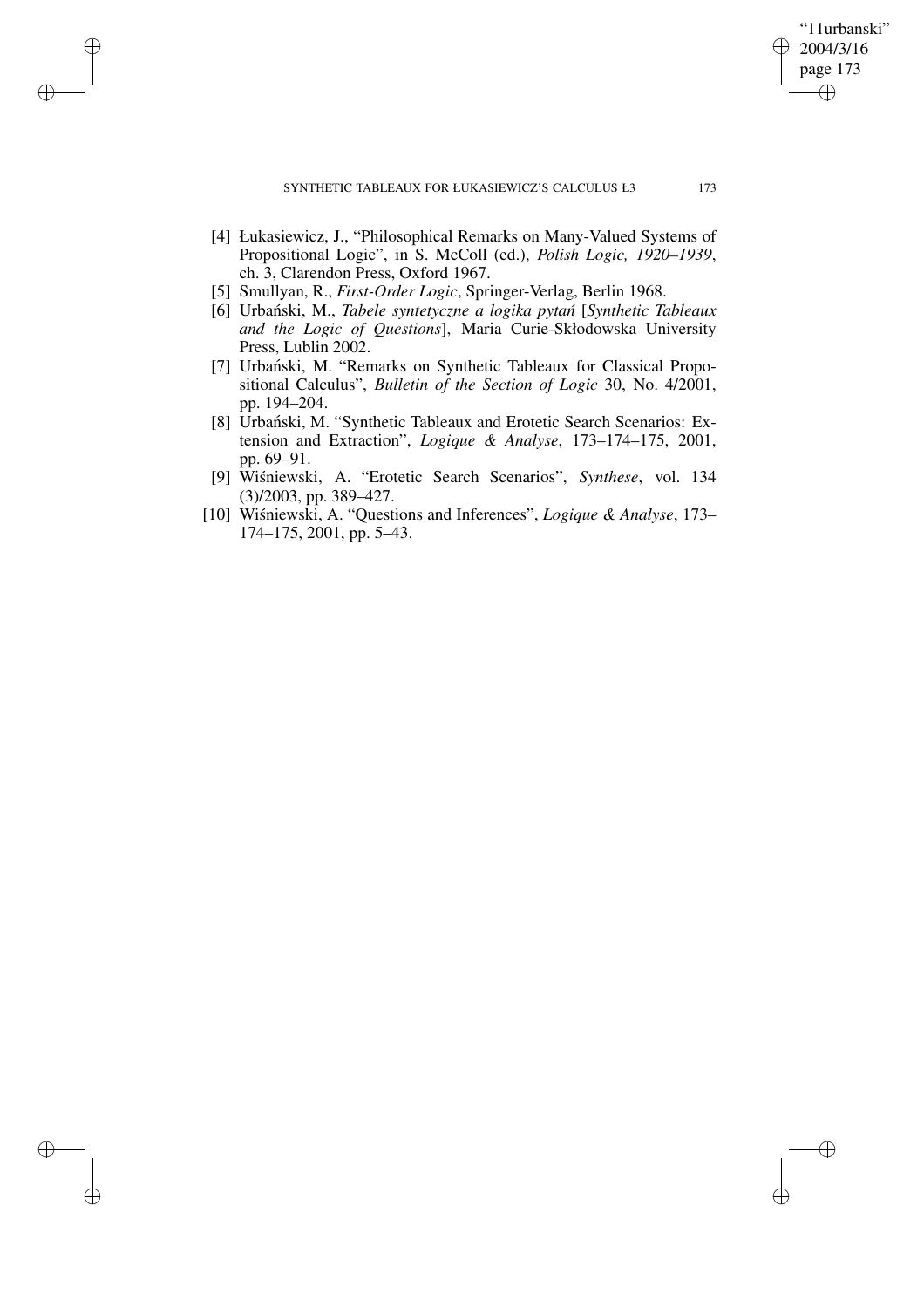[4] Łukasiewicz, J., "Philosophical Remarks on Many-Valued Systems of Propositional Logic", in S. McColl (ed.), *Polish Logic, 1920–1939*, ch. 3, Clarendon Press, Oxford 1967.

[5] Smullyan, R., *First-Order Logic*, Springer-Verlag, Berlin 1968.

[6] Urbański, M., *Tabele syntetyczne a logika pytań* [*Synthetic Tableaux and the Logic of Questions*], Maria Curie-Skłodowska University Press, Lublin 2002.

[7] Urbański, M. "Remarks on Synthetic Tableaux for Classical Propositional Calculus", *Bulletin of the Section of Logic* 30, No. 4/2001, pp. 194–204.

[8] Urbański, M. "Synthetic Tableaux and Erotetic Search Scenarios: Extension and Extraction", *Logique & Analyse*, 173–174–175, 2001, pp. 69–91.

[9] Wiśniewski, A. "Erotetic Search Scenarios", *Synthese*, vol. 134 (3)/2003, pp. 389–427.

[10] Wiśniewski, A. "Questions and Inferences", *Logique & Analyse*, 173–174–175, 2001, pp. 5–43.